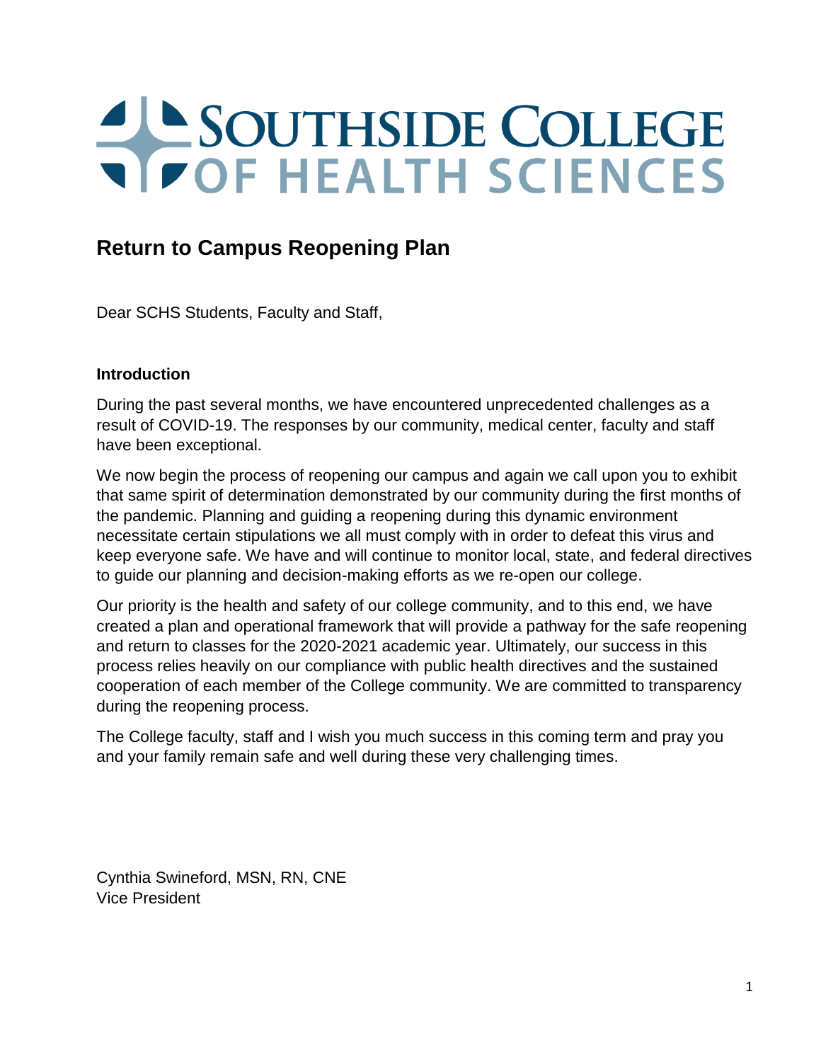# SOUTHSIDE COLLEGE OF HEALTH SCIENCES

## Return to Campus Reopening Plan

Dear SCHS Students, Faculty and Staff,

**Introduction**

During the past several months, we have encountered unprecedented challenges as a result of COVID-19. The responses by our community, medical center, faculty and staff have been exceptional.

We now begin the process of reopening our campus and again we call upon you to exhibit that same spirit of determination demonstrated by our community during the first months of the pandemic. Planning and guiding a reopening during this dynamic environment necessitate certain stipulations we all must comply with in order to defeat this virus and keep everyone safe. We have and will continue to monitor local, state, and federal directives to guide our planning and decision-making efforts as we re-open our college.

Our priority is the health and safety of our college community, and to this end, we have created a plan and operational framework that will provide a pathway for the safe reopening and return to classes for the 2020-2021 academic year. Ultimately, our success in this process relies heavily on our compliance with public health directives and the sustained cooperation of each member of the College community. We are committed to transparency during the reopening process.

The College faculty, staff and I wish you much success in this coming term and pray you and your family remain safe and well during these very challenging times.

Cynthia Swineford, MSN, RN, CNE
Vice President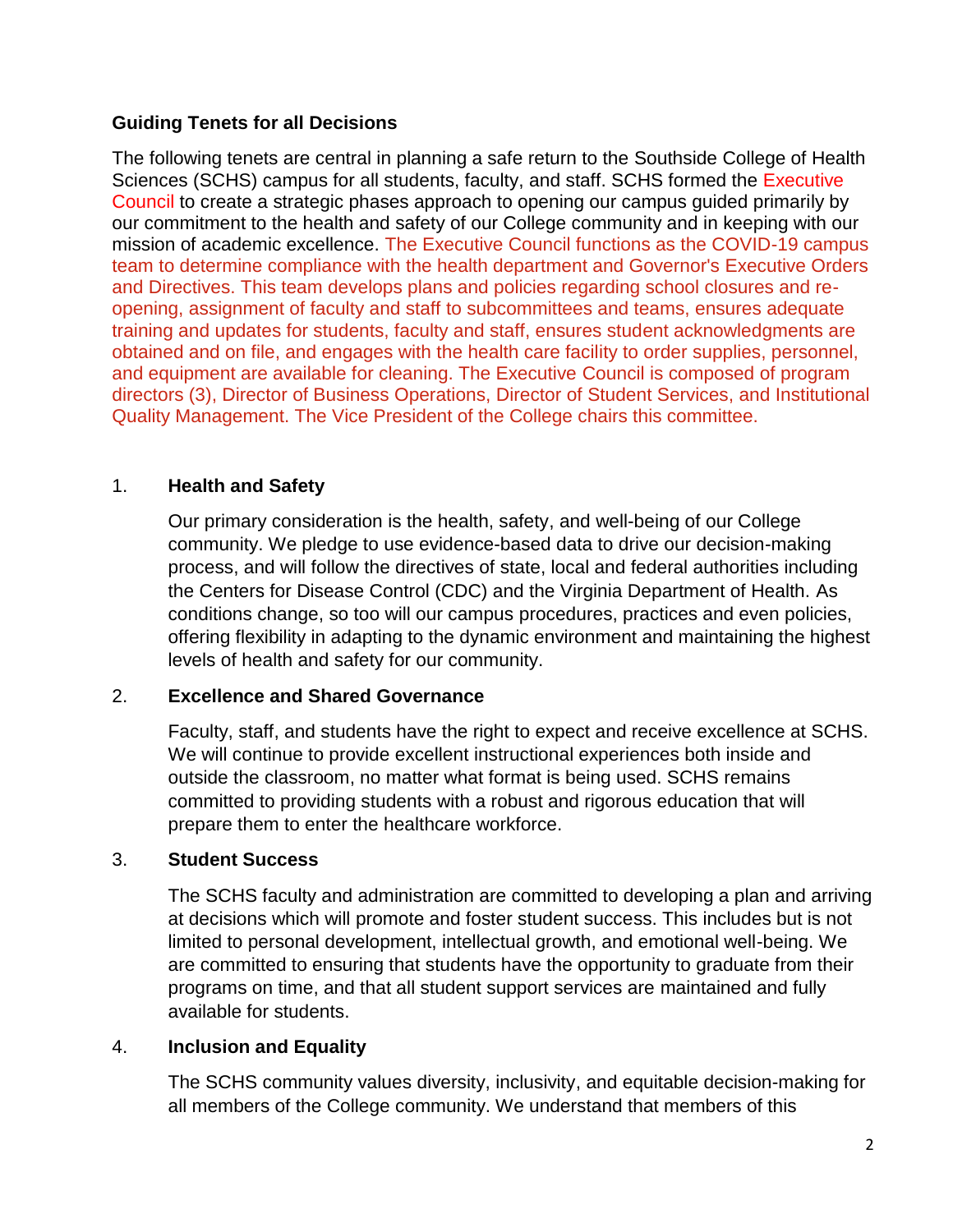**Guiding Tenets for all Decisions**

The following tenets are central in planning a safe return to the Southside College of Health Sciences (SCHS) campus for all students, faculty, and staff. SCHS formed the Executive Council to create a strategic phases approach to opening our campus guided primarily by our commitment to the health and safety of our College community and in keeping with our mission of academic excellence. The Executive Council functions as the COVID-19 campus team to determine compliance with the health department and Governor's Executive Orders and Directives. This team develops plans and policies regarding school closures and re-opening, assignment of faculty and staff to subcommittees and teams, ensures adequate training and updates for students, faculty and staff, ensures student acknowledgments are obtained and on file, and engages with the health care facility to order supplies, personnel, and equipment are available for cleaning. The Executive Council is composed of program directors (3), Director of Business Operations, Director of Student Services, and Institutional Quality Management. The Vice President of the College chairs this committee.

1. **Health and Safety**

   Our primary consideration is the health, safety, and well-being of our College community. We pledge to use evidence-based data to drive our decision-making process, and will follow the directives of state, local and federal authorities including the Centers for Disease Control (CDC) and the Virginia Department of Health. As conditions change, so too will our campus procedures, practices and even policies, offering flexibility in adapting to the dynamic environment and maintaining the highest levels of health and safety for our community.

2. **Excellence and Shared Governance**

   Faculty, staff, and students have the right to expect and receive excellence at SCHS. We will continue to provide excellent instructional experiences both inside and outside the classroom, no matter what format is being used. SCHS remains committed to providing students with a robust and rigorous education that will prepare them to enter the healthcare workforce.

3. **Student Success**

   The SCHS faculty and administration are committed to developing a plan and arriving at decisions which will promote and foster student success. This includes but is not limited to personal development, intellectual growth, and emotional well-being. We are committed to ensuring that students have the opportunity to graduate from their programs on time, and that all student support services are maintained and fully available for students.

4. **Inclusion and Equality**

   The SCHS community values diversity, inclusivity, and equitable decision-making for all members of the College community. We understand that members of this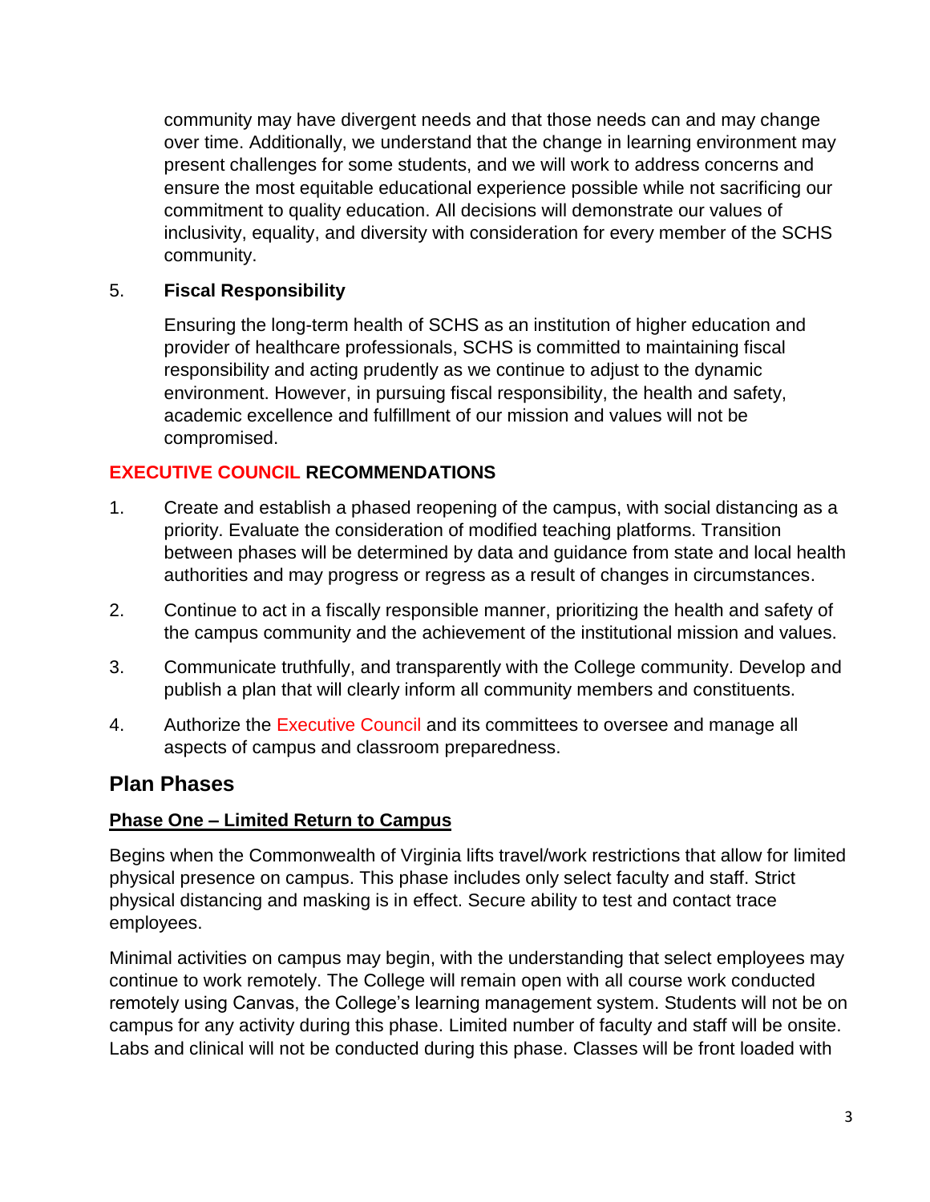community may have divergent needs and that those needs can and may change over time. Additionally, we understand that the change in learning environment may present challenges for some students, and we will work to address concerns and ensure the most equitable educational experience possible while not sacrificing our commitment to quality education. All decisions will demonstrate our values of inclusivity, equality, and diversity with consideration for every member of the SCHS community.

5. **Fiscal Responsibility**

   Ensuring the long-term health of SCHS as an institution of higher education and provider of healthcare professionals, SCHS is committed to maintaining fiscal responsibility and acting prudently as we continue to adjust to the dynamic environment. However, in pursuing fiscal responsibility, the health and safety, academic excellence and fulfillment of our mission and values will not be compromised.

**EXECUTIVE COUNCIL RECOMMENDATIONS**

1. Create and establish a phased reopening of the campus, with social distancing as a priority. Evaluate the consideration of modified teaching platforms. Transition between phases will be determined by data and guidance from state and local health authorities and may progress or regress as a result of changes in circumstances.
2. Continue to act in a fiscally responsible manner, prioritizing the health and safety of the campus community and the achievement of the institutional mission and values.
3. Communicate truthfully, and transparently with the College community. Develop and publish a plan that will clearly inform all community members and constituents.
4. Authorize the Executive Council and its committees to oversee and manage all aspects of campus and classroom preparedness.

## Plan Phases

### Phase One – Limited Return to Campus

Begins when the Commonwealth of Virginia lifts travel/work restrictions that allow for limited physical presence on campus. This phase includes only select faculty and staff. Strict physical distancing and masking is in effect. Secure ability to test and contact trace employees.

Minimal activities on campus may begin, with the understanding that select employees may continue to work remotely. The College will remain open with all course work conducted remotely using Canvas, the College's learning management system. Students will not be on campus for any activity during this phase. Limited number of faculty and staff will be onsite. Labs and clinical will not be conducted during this phase. Classes will be front loaded with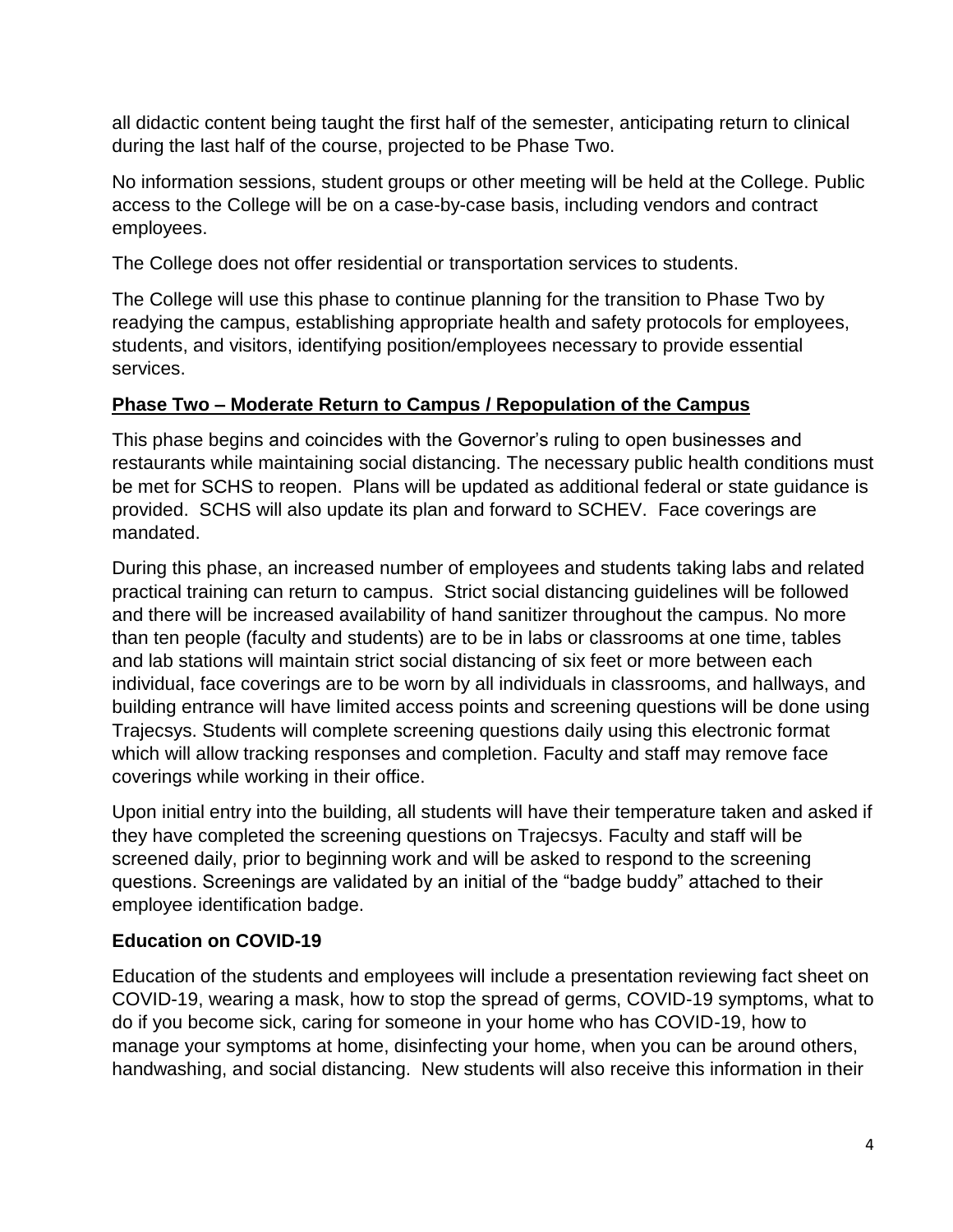all didactic content being taught the first half of the semester, anticipating return to clinical during the last half of the course, projected to be Phase Two.

No information sessions, student groups or other meeting will be held at the College. Public access to the College will be on a case-by-case basis, including vendors and contract employees.

The College does not offer residential or transportation services to students.

The College will use this phase to continue planning for the transition to Phase Two by readying the campus, establishing appropriate health and safety protocols for employees, students, and visitors, identifying position/employees necessary to provide essential services.

## Phase Two – Moderate Return to Campus / Repopulation of the Campus

This phase begins and coincides with the Governor's ruling to open businesses and restaurants while maintaining social distancing. The necessary public health conditions must be met for SCHS to reopen. Plans will be updated as additional federal or state guidance is provided. SCHS will also update its plan and forward to SCHEV. Face coverings are mandated.

During this phase, an increased number of employees and students taking labs and related practical training can return to campus. Strict social distancing guidelines will be followed and there will be increased availability of hand sanitizer throughout the campus. No more than ten people (faculty and students) are to be in labs or classrooms at one time, tables and lab stations will maintain strict social distancing of six feet or more between each individual, face coverings are to be worn by all individuals in classrooms, and hallways, and building entrance will have limited access points and screening questions will be done using Trajecsys. Students will complete screening questions daily using this electronic format which will allow tracking responses and completion. Faculty and staff may remove face coverings while working in their office.

Upon initial entry into the building, all students will have their temperature taken and asked if they have completed the screening questions on Trajecsys. Faculty and staff will be screened daily, prior to beginning work and will be asked to respond to the screening questions. Screenings are validated by an initial of the "badge buddy" attached to their employee identification badge.

### Education on COVID-19

Education of the students and employees will include a presentation reviewing fact sheet on COVID-19, wearing a mask, how to stop the spread of germs, COVID-19 symptoms, what to do if you become sick, caring for someone in your home who has COVID-19, how to manage your symptoms at home, disinfecting your home, when you can be around others, handwashing, and social distancing. New students will also receive this information in their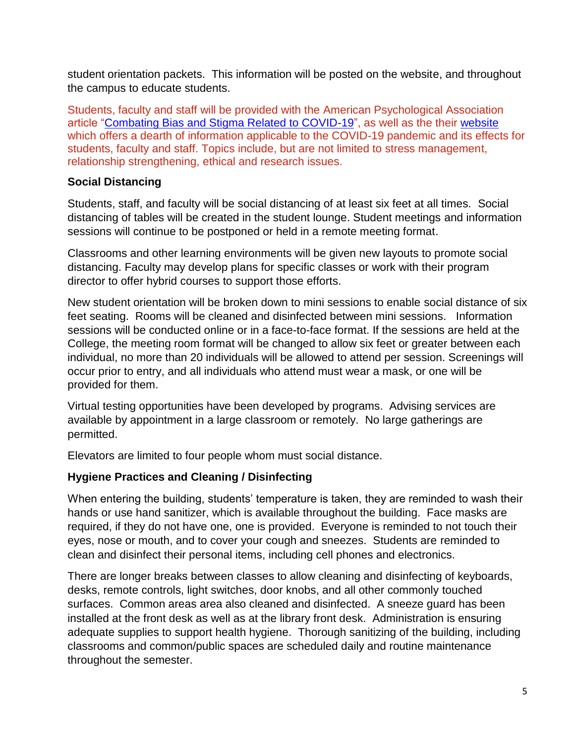student orientation packets. This information will be posted on the website, and throughout the campus to educate students.

Students, faculty and staff will be provided with the American Psychological Association article "Combating Bias and Stigma Related to COVID-19", as well as the their website which offers a dearth of information applicable to the COVID-19 pandemic and its effects for students, faculty and staff. Topics include, but are not limited to stress management, relationship strengthening, ethical and research issues.

**Social Distancing**

Students, staff, and faculty will be social distancing of at least six feet at all times. Social distancing of tables will be created in the student lounge. Student meetings and information sessions will continue to be postponed or held in a remote meeting format.

Classrooms and other learning environments will be given new layouts to promote social distancing. Faculty may develop plans for specific classes or work with their program director to offer hybrid courses to support those efforts.

New student orientation will be broken down to mini sessions to enable social distance of six feet seating. Rooms will be cleaned and disinfected between mini sessions. Information sessions will be conducted online or in a face-to-face format. If the sessions are held at the College, the meeting room format will be changed to allow six feet or greater between each individual, no more than 20 individuals will be allowed to attend per session. Screenings will occur prior to entry, and all individuals who attend must wear a mask, or one will be provided for them.

Virtual testing opportunities have been developed by programs. Advising services are available by appointment in a large classroom or remotely. No large gatherings are permitted.

Elevators are limited to four people whom must social distance.

**Hygiene Practices and Cleaning / Disinfecting**

When entering the building, students' temperature is taken, they are reminded to wash their hands or use hand sanitizer, which is available throughout the building. Face masks are required, if they do not have one, one is provided. Everyone is reminded to not touch their eyes, nose or mouth, and to cover your cough and sneezes. Students are reminded to clean and disinfect their personal items, including cell phones and electronics.

There are longer breaks between classes to allow cleaning and disinfecting of keyboards, desks, remote controls, light switches, door knobs, and all other commonly touched surfaces. Common areas area also cleaned and disinfected. A sneeze guard has been installed at the front desk as well as at the library front desk. Administration is ensuring adequate supplies to support health hygiene. Thorough sanitizing of the building, including classrooms and common/public spaces are scheduled daily and routine maintenance throughout the semester.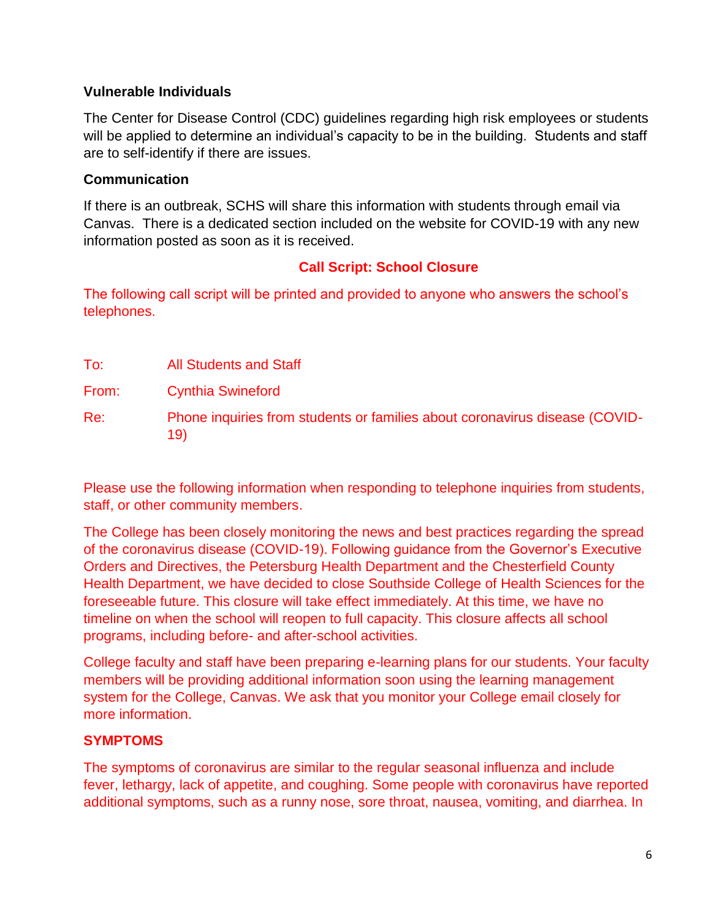**Vulnerable Individuals**

The Center for Disease Control (CDC) guidelines regarding high risk employees or students will be applied to determine an individual's capacity to be in the building. Students and staff are to self-identify if there are issues.

**Communication**

If there is an outbreak, SCHS will share this information with students through email via Canvas. There is a dedicated section included on the website for COVID-19 with any new information posted as soon as it is received.

## Call Script: School Closure

The following call script will be printed and provided to anyone who answers the school's telephones.

To: All Students and Staff

From: Cynthia Swineford

Re: Phone inquiries from students or families about coronavirus disease (COVID-19)

Please use the following information when responding to telephone inquiries from students, staff, or other community members.

The College has been closely monitoring the news and best practices regarding the spread of the coronavirus disease (COVID-19). Following guidance from the Governor's Executive Orders and Directives, the Petersburg Health Department and the Chesterfield County Health Department, we have decided to close Southside College of Health Sciences for the foreseeable future. This closure will take effect immediately. At this time, we have no timeline on when the school will reopen to full capacity. This closure affects all school programs, including before- and after-school activities.

College faculty and staff have been preparing e-learning plans for our students. Your faculty members will be providing additional information soon using the learning management system for the College, Canvas. We ask that you monitor your College email closely for more information.

**SYMPTOMS**

The symptoms of coronavirus are similar to the regular seasonal influenza and include fever, lethargy, lack of appetite, and coughing. Some people with coronavirus have reported additional symptoms, such as a runny nose, sore throat, nausea, vomiting, and diarrhea. In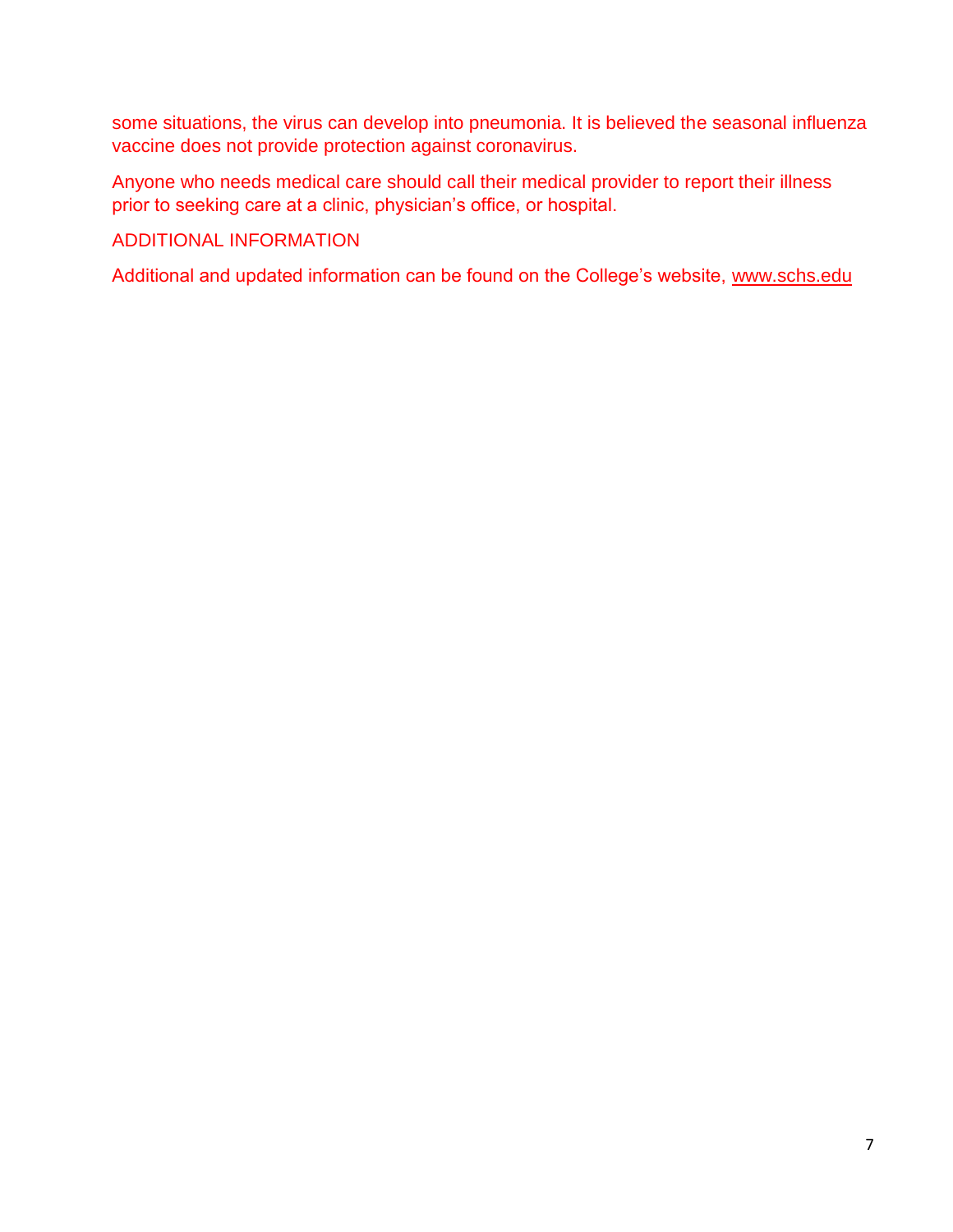some situations, the virus can develop into pneumonia. It is believed the seasonal influenza vaccine does not provide protection against coronavirus.

Anyone who needs medical care should call their medical provider to report their illness prior to seeking care at a clinic, physician's office, or hospital.

## ADDITIONAL INFORMATION

Additional and updated information can be found on the College's website, [www.schs.edu](www.schs.edu)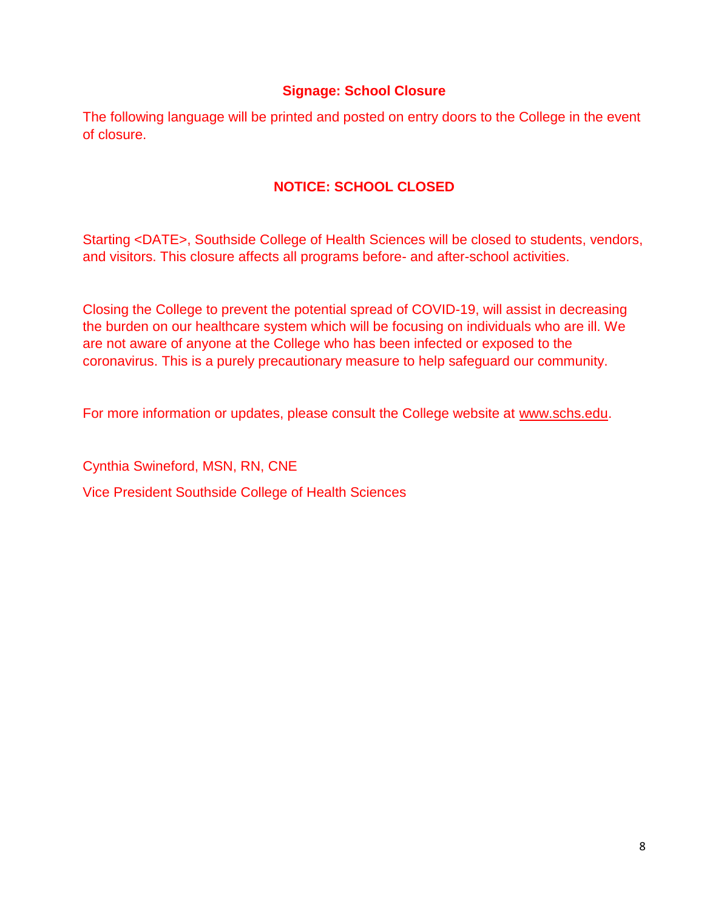## Signage: School Closure

The following language will be printed and posted on entry doors to the College in the event of closure.

### NOTICE: SCHOOL CLOSED

Starting <DATE>, Southside College of Health Sciences will be closed to students, vendors, and visitors. This closure affects all programs before- and after-school activities.

Closing the College to prevent the potential spread of COVID-19, will assist in decreasing the burden on our healthcare system which will be focusing on individuals who are ill. We are not aware of anyone at the College who has been infected or exposed to the coronavirus. This is a purely precautionary measure to help safeguard our community.

For more information or updates, please consult the College website at www.schs.edu.

Cynthia Swineford, MSN, RN, CNE

Vice President Southside College of Health Sciences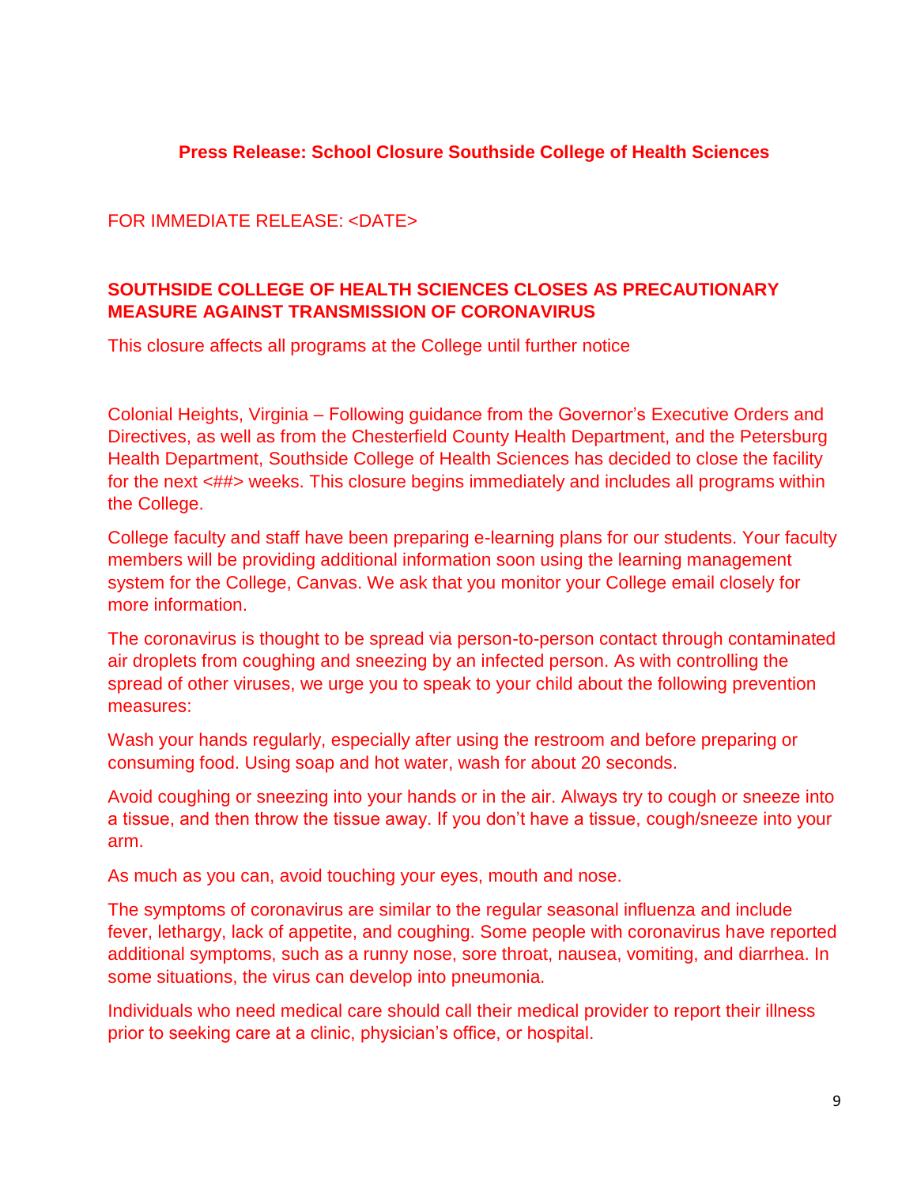## Press Release: School Closure Southside College of Health Sciences

FOR IMMEDIATE RELEASE: <DATE>

### SOUTHSIDE COLLEGE OF HEALTH SCIENCES CLOSES AS PRECAUTIONARY MEASURE AGAINST TRANSMISSION OF CORONAVIRUS

This closure affects all programs at the College until further notice

Colonial Heights, Virginia – Following guidance from the Governor's Executive Orders and Directives, as well as from the Chesterfield County Health Department, and the Petersburg Health Department, Southside College of Health Sciences has decided to close the facility for the next <##> weeks. This closure begins immediately and includes all programs within the College.

College faculty and staff have been preparing e-learning plans for our students. Your faculty members will be providing additional information soon using the learning management system for the College, Canvas. We ask that you monitor your College email closely for more information.

The coronavirus is thought to be spread via person-to-person contact through contaminated air droplets from coughing and sneezing by an infected person. As with controlling the spread of other viruses, we urge you to speak to your child about the following prevention measures:

Wash your hands regularly, especially after using the restroom and before preparing or consuming food. Using soap and hot water, wash for about 20 seconds.

Avoid coughing or sneezing into your hands or in the air. Always try to cough or sneeze into a tissue, and then throw the tissue away. If you don't have a tissue, cough/sneeze into your arm.

As much as you can, avoid touching your eyes, mouth and nose.

The symptoms of coronavirus are similar to the regular seasonal influenza and include fever, lethargy, lack of appetite, and coughing. Some people with coronavirus have reported additional symptoms, such as a runny nose, sore throat, nausea, vomiting, and diarrhea. In some situations, the virus can develop into pneumonia.

Individuals who need medical care should call their medical provider to report their illness prior to seeking care at a clinic, physician's office, or hospital.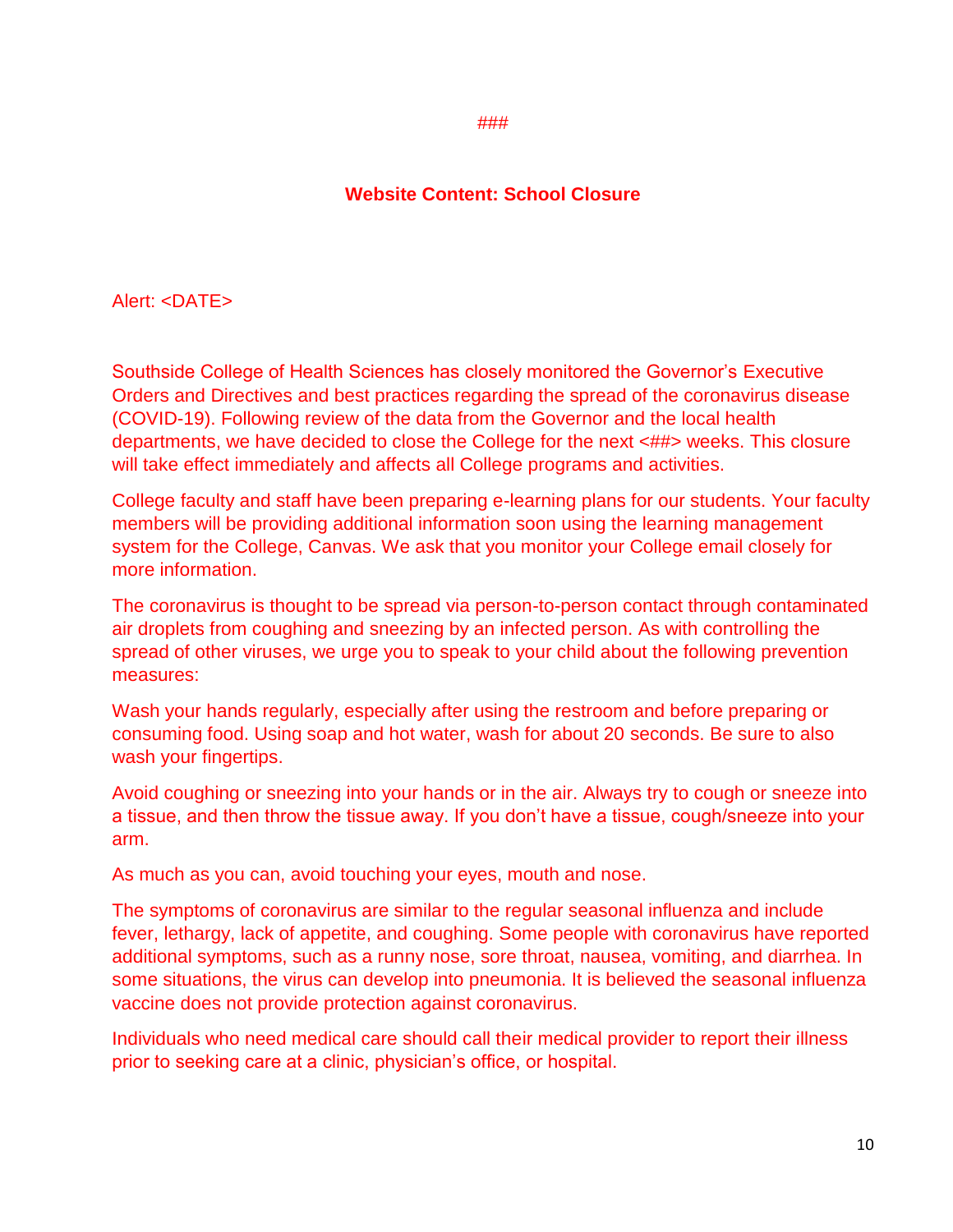###

## Website Content: School Closure

Alert: <DATE>

Southside College of Health Sciences has closely monitored the Governor's Executive Orders and Directives and best practices regarding the spread of the coronavirus disease (COVID-19). Following review of the data from the Governor and the local health departments, we have decided to close the College for the next <##> weeks. This closure will take effect immediately and affects all College programs and activities.

College faculty and staff have been preparing e-learning plans for our students. Your faculty members will be providing additional information soon using the learning management system for the College, Canvas. We ask that you monitor your College email closely for more information.

The coronavirus is thought to be spread via person-to-person contact through contaminated air droplets from coughing and sneezing by an infected person. As with controlling the spread of other viruses, we urge you to speak to your child about the following prevention measures:

Wash your hands regularly, especially after using the restroom and before preparing or consuming food. Using soap and hot water, wash for about 20 seconds. Be sure to also wash your fingertips.

Avoid coughing or sneezing into your hands or in the air. Always try to cough or sneeze into a tissue, and then throw the tissue away. If you don't have a tissue, cough/sneeze into your arm.

As much as you can, avoid touching your eyes, mouth and nose.

The symptoms of coronavirus are similar to the regular seasonal influenza and include fever, lethargy, lack of appetite, and coughing. Some people with coronavirus have reported additional symptoms, such as a runny nose, sore throat, nausea, vomiting, and diarrhea. In some situations, the virus can develop into pneumonia. It is believed the seasonal influenza vaccine does not provide protection against coronavirus.

Individuals who need medical care should call their medical provider to report their illness prior to seeking care at a clinic, physician's office, or hospital.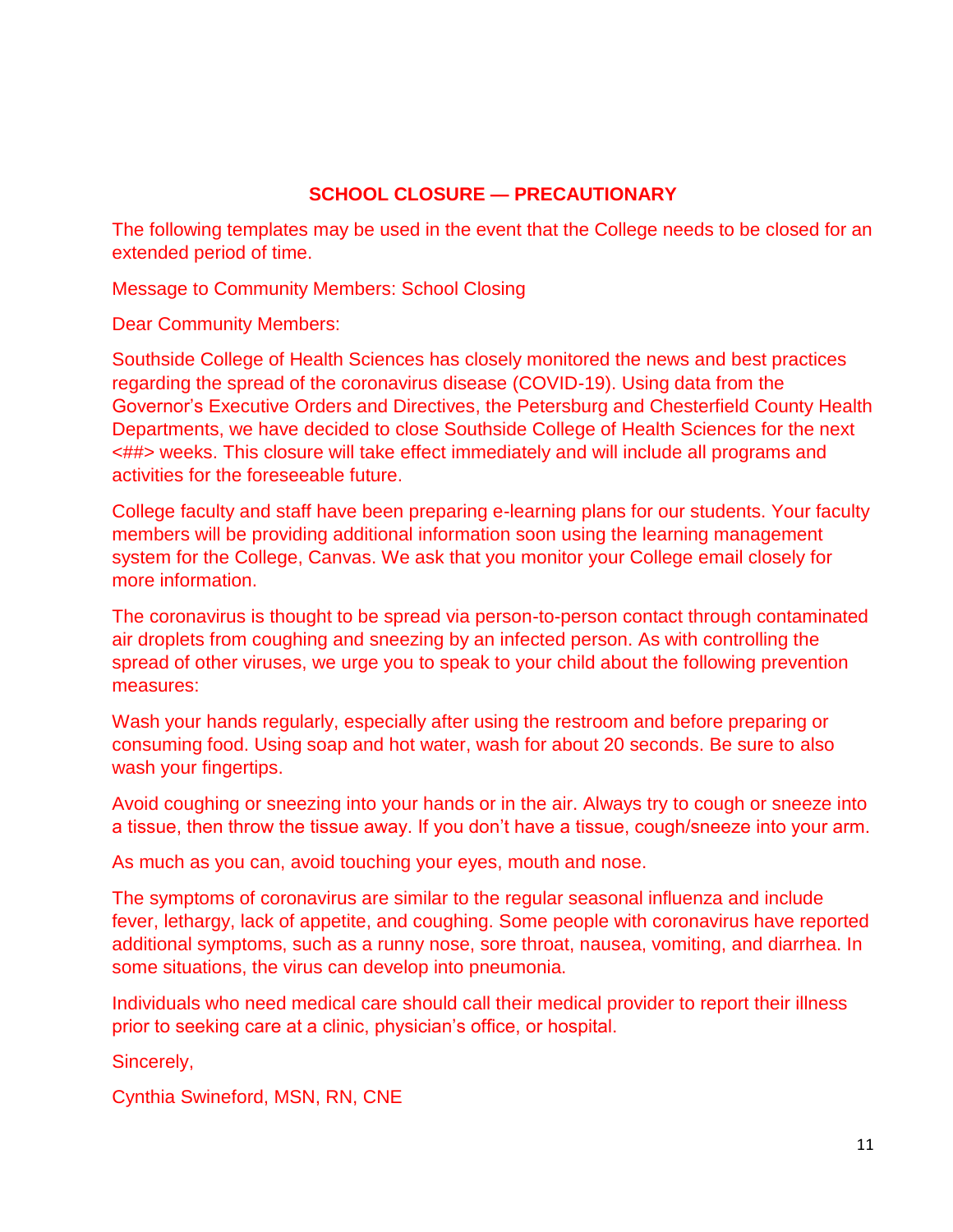## SCHOOL CLOSURE — PRECAUTIONARY

The following templates may be used in the event that the College needs to be closed for an extended period of time.

Message to Community Members: School Closing

Dear Community Members:

Southside College of Health Sciences has closely monitored the news and best practices regarding the spread of the coronavirus disease (COVID-19). Using data from the Governor's Executive Orders and Directives, the Petersburg and Chesterfield County Health Departments, we have decided to close Southside College of Health Sciences for the next <##> weeks. This closure will take effect immediately and will include all programs and activities for the foreseeable future.

College faculty and staff have been preparing e-learning plans for our students. Your faculty members will be providing additional information soon using the learning management system for the College, Canvas. We ask that you monitor your College email closely for more information.

The coronavirus is thought to be spread via person-to-person contact through contaminated air droplets from coughing and sneezing by an infected person. As with controlling the spread of other viruses, we urge you to speak to your child about the following prevention measures:

Wash your hands regularly, especially after using the restroom and before preparing or consuming food. Using soap and hot water, wash for about 20 seconds. Be sure to also wash your fingertips.

Avoid coughing or sneezing into your hands or in the air. Always try to cough or sneeze into a tissue, then throw the tissue away. If you don't have a tissue, cough/sneeze into your arm.

As much as you can, avoid touching your eyes, mouth and nose.

The symptoms of coronavirus are similar to the regular seasonal influenza and include fever, lethargy, lack of appetite, and coughing. Some people with coronavirus have reported additional symptoms, such as a runny nose, sore throat, nausea, vomiting, and diarrhea. In some situations, the virus can develop into pneumonia.

Individuals who need medical care should call their medical provider to report their illness prior to seeking care at a clinic, physician's office, or hospital.

Sincerely,

Cynthia Swineford, MSN, RN, CNE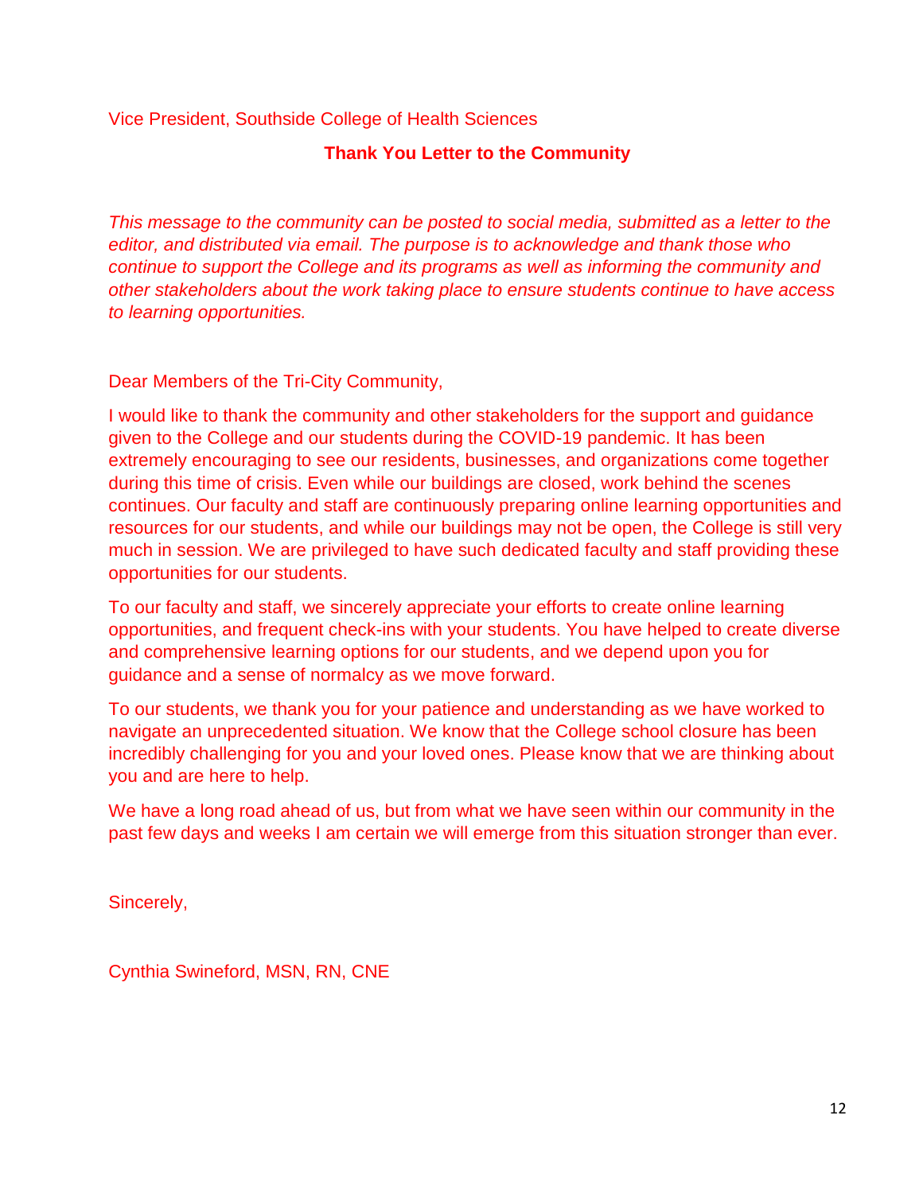Vice President, Southside College of Health Sciences

## Thank You Letter to the Community

*This message to the community can be posted to social media, submitted as a letter to the editor, and distributed via email. The purpose is to acknowledge and thank those who continue to support the College and its programs as well as informing the community and other stakeholders about the work taking place to ensure students continue to have access to learning opportunities.*

Dear Members of the Tri-City Community,

I would like to thank the community and other stakeholders for the support and guidance given to the College and our students during the COVID-19 pandemic. It has been extremely encouraging to see our residents, businesses, and organizations come together during this time of crisis. Even while our buildings are closed, work behind the scenes continues. Our faculty and staff are continuously preparing online learning opportunities and resources for our students, and while our buildings may not be open, the College is still very much in session. We are privileged to have such dedicated faculty and staff providing these opportunities for our students.

To our faculty and staff, we sincerely appreciate your efforts to create online learning opportunities, and frequent check-ins with your students. You have helped to create diverse and comprehensive learning options for our students, and we depend upon you for guidance and a sense of normalcy as we move forward.

To our students, we thank you for your patience and understanding as we have worked to navigate an unprecedented situation. We know that the College school closure has been incredibly challenging for you and your loved ones. Please know that we are thinking about you and are here to help.

We have a long road ahead of us, but from what we have seen within our community in the past few days and weeks I am certain we will emerge from this situation stronger than ever.

Sincerely,

Cynthia Swineford, MSN, RN, CNE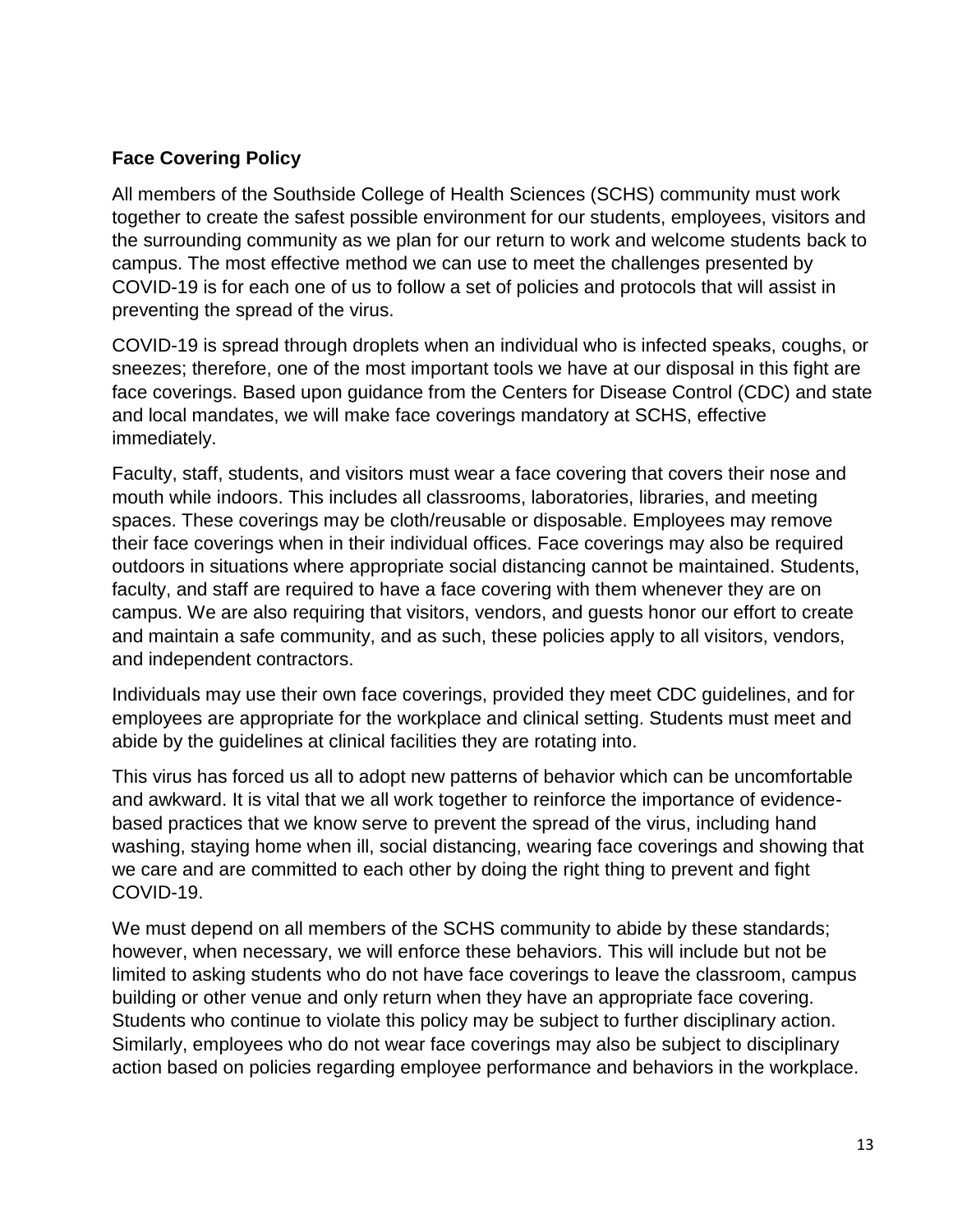## Face Covering Policy

All members of the Southside College of Health Sciences (SCHS) community must work together to create the safest possible environment for our students, employees, visitors and the surrounding community as we plan for our return to work and welcome students back to campus. The most effective method we can use to meet the challenges presented by COVID-19 is for each one of us to follow a set of policies and protocols that will assist in preventing the spread of the virus.

COVID-19 is spread through droplets when an individual who is infected speaks, coughs, or sneezes; therefore, one of the most important tools we have at our disposal in this fight are face coverings. Based upon guidance from the Centers for Disease Control (CDC) and state and local mandates, we will make face coverings mandatory at SCHS, effective immediately.

Faculty, staff, students, and visitors must wear a face covering that covers their nose and mouth while indoors. This includes all classrooms, laboratories, libraries, and meeting spaces. These coverings may be cloth/reusable or disposable. Employees may remove their face coverings when in their individual offices. Face coverings may also be required outdoors in situations where appropriate social distancing cannot be maintained. Students, faculty, and staff are required to have a face covering with them whenever they are on campus. We are also requiring that visitors, vendors, and guests honor our effort to create and maintain a safe community, and as such, these policies apply to all visitors, vendors, and independent contractors.

Individuals may use their own face coverings, provided they meet CDC guidelines, and for employees are appropriate for the workplace and clinical setting. Students must meet and abide by the guidelines at clinical facilities they are rotating into.

This virus has forced us all to adopt new patterns of behavior which can be uncomfortable and awkward. It is vital that we all work together to reinforce the importance of evidence-based practices that we know serve to prevent the spread of the virus, including hand washing, staying home when ill, social distancing, wearing face coverings and showing that we care and are committed to each other by doing the right thing to prevent and fight COVID-19.

We must depend on all members of the SCHS community to abide by these standards; however, when necessary, we will enforce these behaviors. This will include but not be limited to asking students who do not have face coverings to leave the classroom, campus building or other venue and only return when they have an appropriate face covering. Students who continue to violate this policy may be subject to further disciplinary action. Similarly, employees who do not wear face coverings may also be subject to disciplinary action based on policies regarding employee performance and behaviors in the workplace.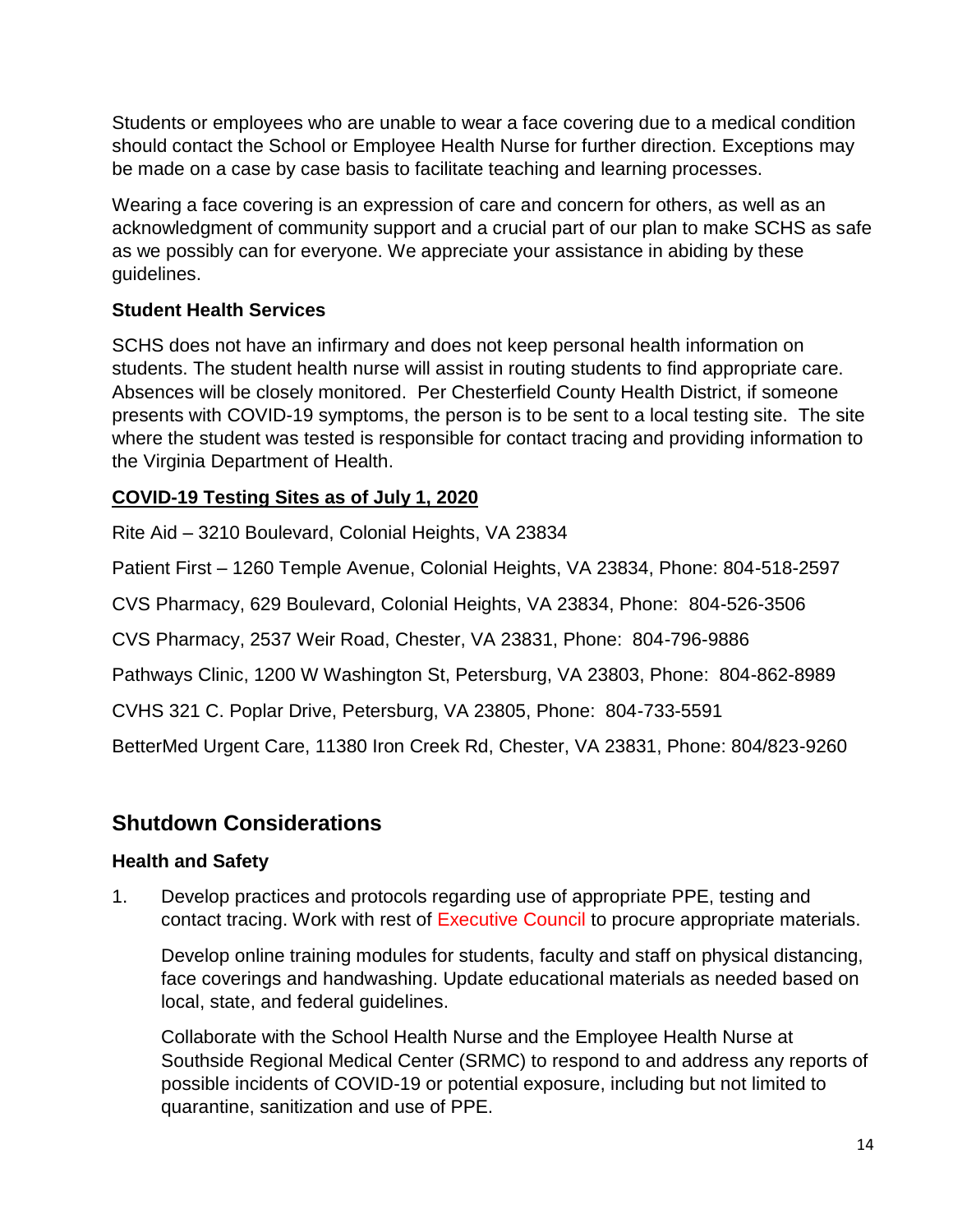Students or employees who are unable to wear a face covering due to a medical condition should contact the School or Employee Health Nurse for further direction. Exceptions may be made on a case by case basis to facilitate teaching and learning processes.

Wearing a face covering is an expression of care and concern for others, as well as an acknowledgment of community support and a crucial part of our plan to make SCHS as safe as we possibly can for everyone. We appreciate your assistance in abiding by these guidelines.

### Student Health Services

SCHS does not have an infirmary and does not keep personal health information on students. The student health nurse will assist in routing students to find appropriate care. Absences will be closely monitored. Per Chesterfield County Health District, if someone presents with COVID-19 symptoms, the person is to be sent to a local testing site. The site where the student was tested is responsible for contact tracing and providing information to the Virginia Department of Health.

**COVID-19 Testing Sites as of July 1, 2020**

Rite Aid – 3210 Boulevard, Colonial Heights, VA 23834

Patient First – 1260 Temple Avenue, Colonial Heights, VA 23834, Phone: 804-518-2597

CVS Pharmacy, 629 Boulevard, Colonial Heights, VA 23834, Phone: 804-526-3506

CVS Pharmacy, 2537 Weir Road, Chester, VA 23831, Phone: 804-796-9886

Pathways Clinic, 1200 W Washington St, Petersburg, VA 23803, Phone: 804-862-8989

CVHS 321 C. Poplar Drive, Petersburg, VA 23805, Phone: 804-733-5591

BetterMed Urgent Care, 11380 Iron Creek Rd, Chester, VA 23831, Phone: 804/823-9260

## Shutdown Considerations

### Health and Safety

1. Develop practices and protocols regarding use of appropriate PPE, testing and contact tracing. Work with rest of Executive Council to procure appropriate materials.

   Develop online training modules for students, faculty and staff on physical distancing, face coverings and handwashing. Update educational materials as needed based on local, state, and federal guidelines.

   Collaborate with the School Health Nurse and the Employee Health Nurse at Southside Regional Medical Center (SRMC) to respond to and address any reports of possible incidents of COVID-19 or potential exposure, including but not limited to quarantine, sanitization and use of PPE.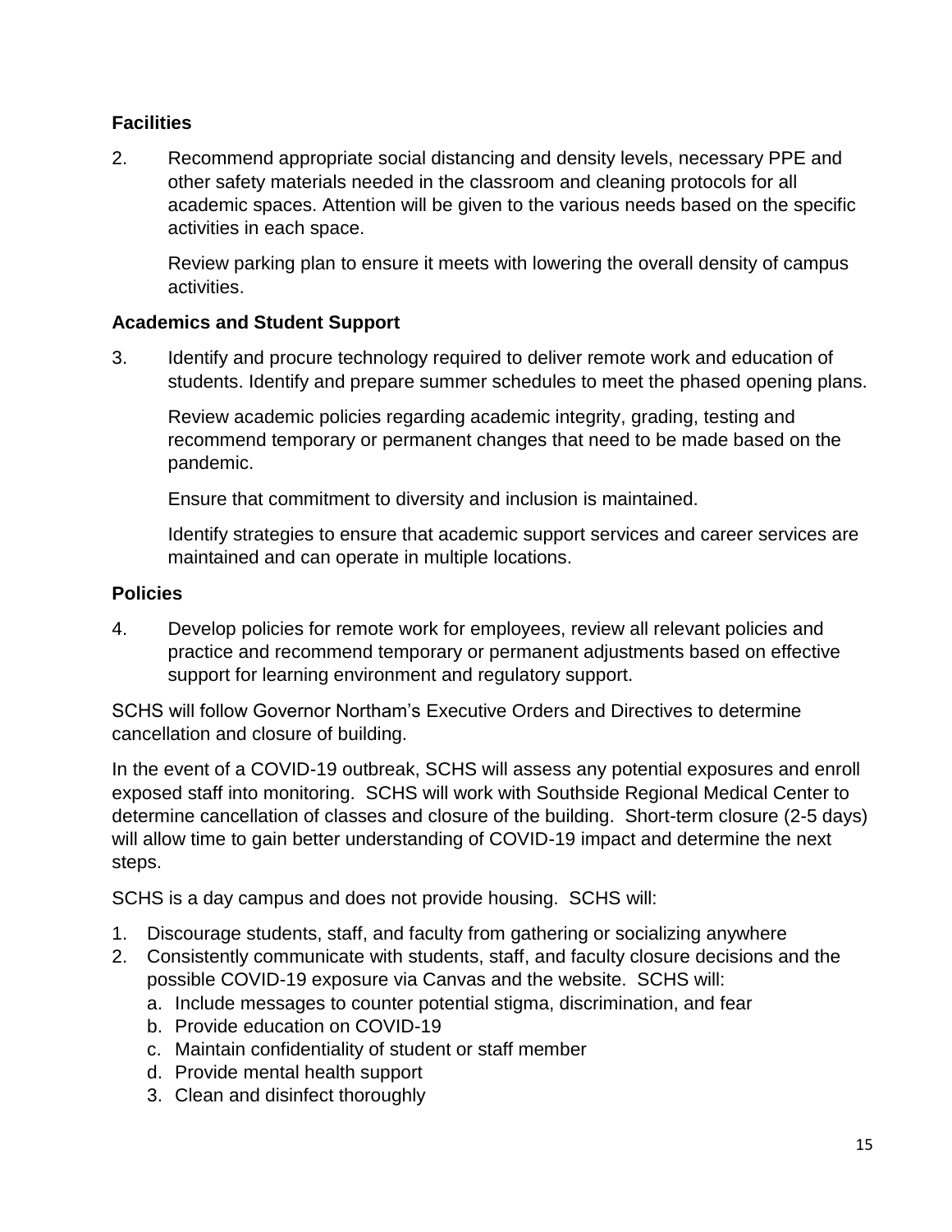**Facilities**

2. Recommend appropriate social distancing and density levels, necessary PPE and other safety materials needed in the classroom and cleaning protocols for all academic spaces. Attention will be given to the various needs based on the specific activities in each space.

   Review parking plan to ensure it meets with lowering the overall density of campus activities.

**Academics and Student Support**

3. Identify and procure technology required to deliver remote work and education of students. Identify and prepare summer schedules to meet the phased opening plans.

   Review academic policies regarding academic integrity, grading, testing and recommend temporary or permanent changes that need to be made based on the pandemic.

   Ensure that commitment to diversity and inclusion is maintained.

   Identify strategies to ensure that academic support services and career services are maintained and can operate in multiple locations.

**Policies**

4. Develop policies for remote work for employees, review all relevant policies and practice and recommend temporary or permanent adjustments based on effective support for learning environment and regulatory support.

SCHS will follow Governor Northam's Executive Orders and Directives to determine cancellation and closure of building.

In the event of a COVID-19 outbreak, SCHS will assess any potential exposures and enroll exposed staff into monitoring. SCHS will work with Southside Regional Medical Center to determine cancellation of classes and closure of the building. Short-term closure (2-5 days) will allow time to gain better understanding of COVID-19 impact and determine the next steps.

SCHS is a day campus and does not provide housing. SCHS will:

1. Discourage students, staff, and faculty from gathering or socializing anywhere
2. Consistently communicate with students, staff, and faculty closure decisions and the possible COVID-19 exposure via Canvas and the website. SCHS will:
   a. Include messages to counter potential stigma, discrimination, and fear
   b. Provide education on COVID-19
   c. Maintain confidentiality of student or staff member
   d. Provide mental health support
   3. Clean and disinfect thoroughly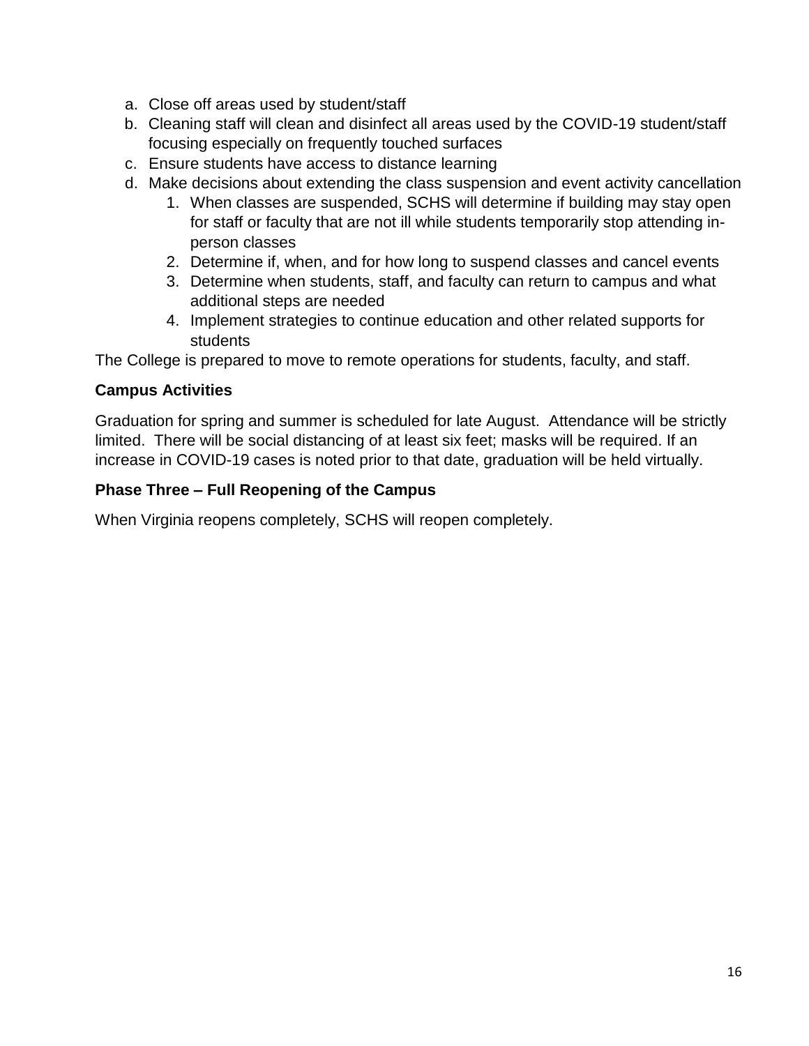a. Close off areas used by student/staff
b. Cleaning staff will clean and disinfect all areas used by the COVID-19 student/staff focusing especially on frequently touched surfaces
c. Ensure students have access to distance learning
d. Make decisions about extending the class suspension and event activity cancellation
    1. When classes are suspended, SCHS will determine if building may stay open for staff or faculty that are not ill while students temporarily stop attending in-person classes
    2. Determine if, when, and for how long to suspend classes and cancel events
    3. Determine when students, staff, and faculty can return to campus and what additional steps are needed
    4. Implement strategies to continue education and other related supports for students

The College is prepared to move to remote operations for students, faculty, and staff.

### Campus Activities

Graduation for spring and summer is scheduled for late August. Attendance will be strictly limited. There will be social distancing of at least six feet; masks will be required. If an increase in COVID-19 cases is noted prior to that date, graduation will be held virtually.

### Phase Three – Full Reopening of the Campus

When Virginia reopens completely, SCHS will reopen completely.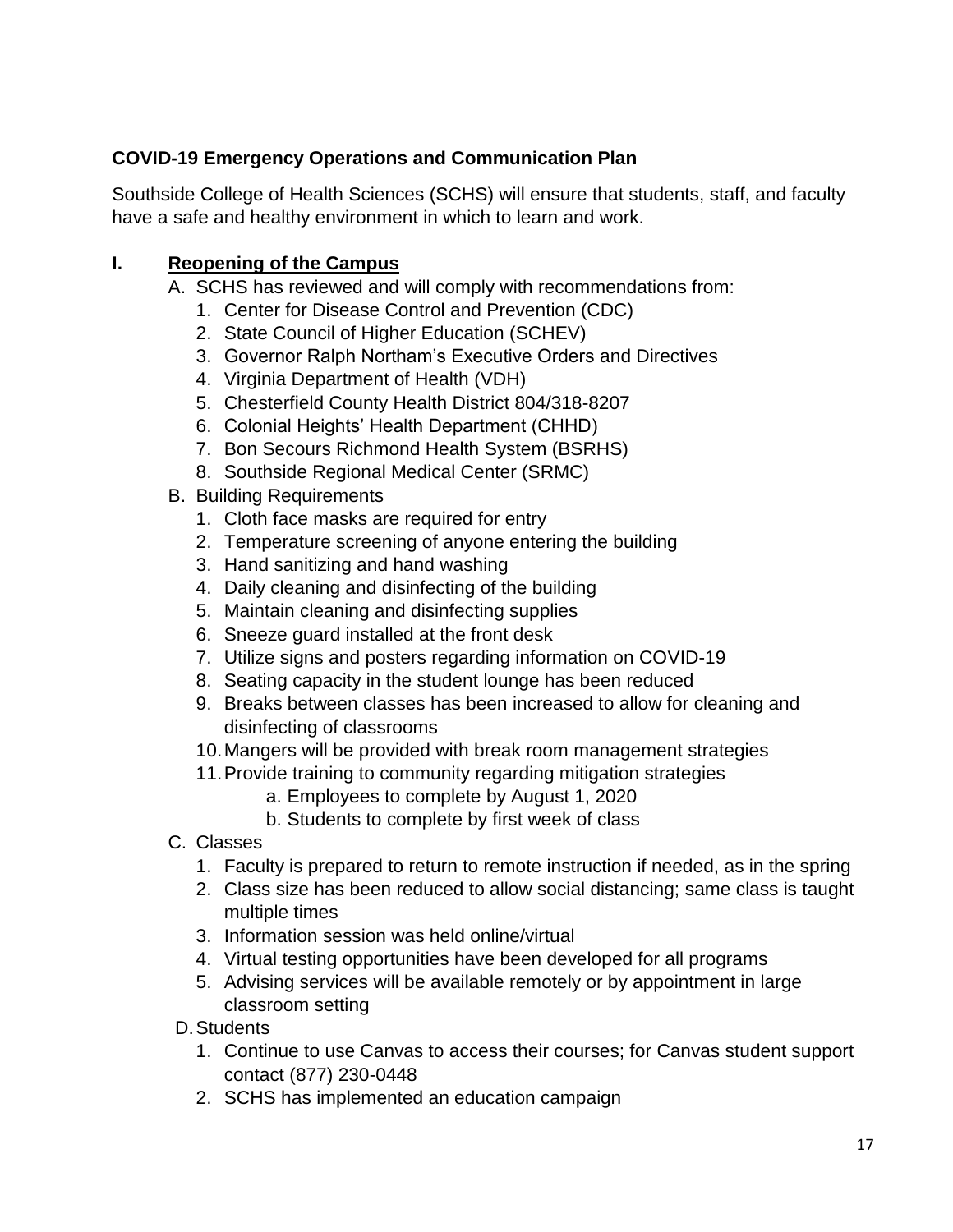**COVID-19 Emergency Operations and Communication Plan**

Southside College of Health Sciences (SCHS) will ensure that students, staff, and faculty have a safe and healthy environment in which to learn and work.

## I. Reopening of the Campus

A. SCHS has reviewed and will comply with recommendations from:
   1. Center for Disease Control and Prevention (CDC)
   2. State Council of Higher Education (SCHEV)
   3. Governor Ralph Northam's Executive Orders and Directives
   4. Virginia Department of Health (VDH)
   5. Chesterfield County Health District 804/318-8207
   6. Colonial Heights' Health Department (CHHD)
   7. Bon Secours Richmond Health System (BSRHS)
   8. Southside Regional Medical Center (SRMC)

B. Building Requirements
   1. Cloth face masks are required for entry
   2. Temperature screening of anyone entering the building
   3. Hand sanitizing and hand washing
   4. Daily cleaning and disinfecting of the building
   5. Maintain cleaning and disinfecting supplies
   6. Sneeze guard installed at the front desk
   7. Utilize signs and posters regarding information on COVID-19
   8. Seating capacity in the student lounge has been reduced
   9. Breaks between classes has been increased to allow for cleaning and disinfecting of classrooms
   10. Mangers will be provided with break room management strategies
   11. Provide training to community regarding mitigation strategies
       a. Employees to complete by August 1, 2020
       b. Students to complete by first week of class

C. Classes
   1. Faculty is prepared to return to remote instruction if needed, as in the spring
   2. Class size has been reduced to allow social distancing; same class is taught multiple times
   3. Information session was held online/virtual
   4. Virtual testing opportunities have been developed for all programs
   5. Advising services will be available remotely or by appointment in large classroom setting

D. Students
   1. Continue to use Canvas to access their courses; for Canvas student support contact (877) 230-0448
   2. SCHS has implemented an education campaign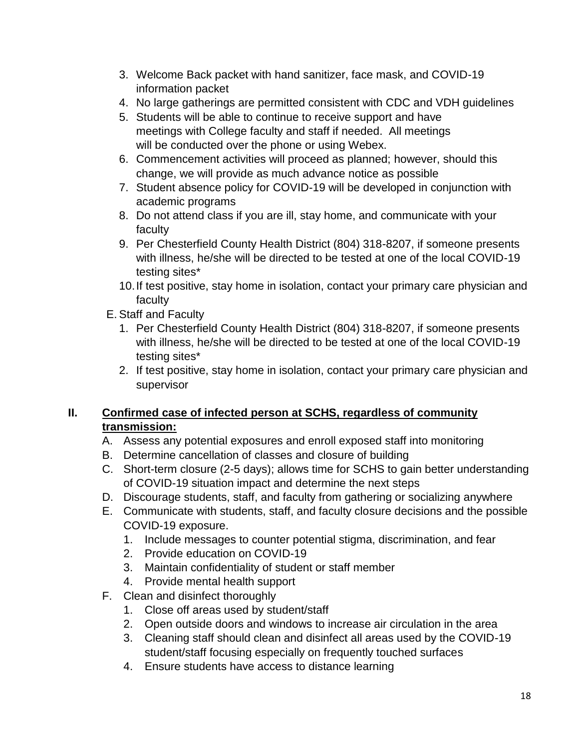3. Welcome Back packet with hand sanitizer, face mask, and COVID-19 information packet
4. No large gatherings are permitted consistent with CDC and VDH guidelines
5. Students will be able to continue to receive support and have meetings with College faculty and staff if needed. All meetings will be conducted over the phone or using Webex.
6. Commencement activities will proceed as planned; however, should this change, we will provide as much advance notice as possible
7. Student absence policy for COVID-19 will be developed in conjunction with academic programs
8. Do not attend class if you are ill, stay home, and communicate with your faculty
9. Per Chesterfield County Health District (804) 318-8207, if someone presents with illness, he/she will be directed to be tested at one of the local COVID-19 testing sites*
10. If test positive, stay home in isolation, contact your primary care physician and faculty

E. Staff and Faculty

1. Per Chesterfield County Health District (804) 318-8207, if someone presents with illness, he/she will be directed to be tested at one of the local COVID-19 testing sites*
2. If test positive, stay home in isolation, contact your primary care physician and supervisor

## II. <u>Confirmed case of infected person at SCHS, regardless of community transmission:</u>

A. Assess any potential exposures and enroll exposed staff into monitoring

B. Determine cancellation of classes and closure of building

C. Short-term closure (2-5 days); allows time for SCHS to gain better understanding of COVID-19 situation impact and determine the next steps

D. Discourage students, staff, and faculty from gathering or socializing anywhere

E. Communicate with students, staff, and faculty closure decisions and the possible COVID-19 exposure.

1. Include messages to counter potential stigma, discrimination, and fear
2. Provide education on COVID-19
3. Maintain confidentiality of student or staff member
4. Provide mental health support

F. Clean and disinfect thoroughly

1. Close off areas used by student/staff
2. Open outside doors and windows to increase air circulation in the area
3. Cleaning staff should clean and disinfect all areas used by the COVID-19 student/staff focusing especially on frequently touched surfaces
4. Ensure students have access to distance learning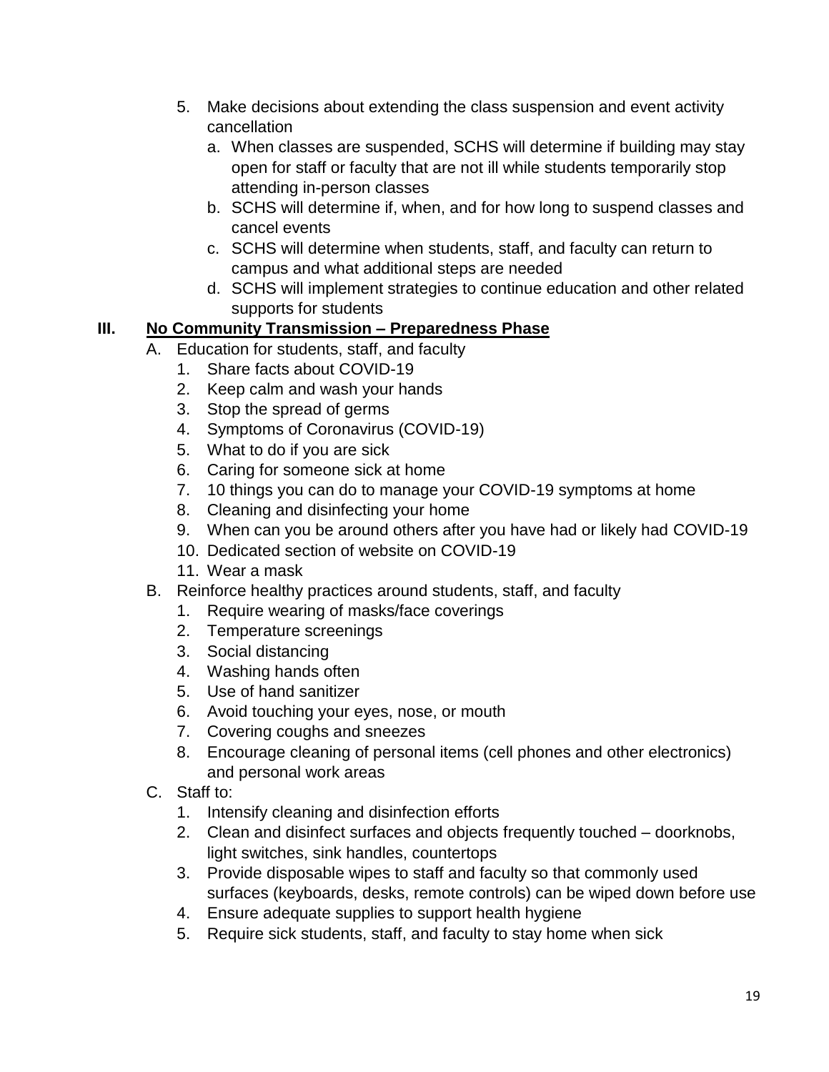5. Make decisions about extending the class suspension and event activity cancellation
    a. When classes are suspended, SCHS will determine if building may stay open for staff or faculty that are not ill while students temporarily stop attending in-person classes
    b. SCHS will determine if, when, and for how long to suspend classes and cancel events
    c. SCHS will determine when students, staff, and faculty can return to campus and what additional steps are needed
    d. SCHS will implement strategies to continue education and other related supports for students

## III. <u>No Community Transmission – Preparedness Phase</u>

A. Education for students, staff, and faculty
    1. Share facts about COVID-19
    2. Keep calm and wash your hands
    3. Stop the spread of germs
    4. Symptoms of Coronavirus (COVID-19)
    5. What to do if you are sick
    6. Caring for someone sick at home
    7. 10 things you can do to manage your COVID-19 symptoms at home
    8. Cleaning and disinfecting your home
    9. When can you be around others after you have had or likely had COVID-19
    10. Dedicated section of website on COVID-19
    11. Wear a mask

B. Reinforce healthy practices around students, staff, and faculty
    1. Require wearing of masks/face coverings
    2. Temperature screenings
    3. Social distancing
    4. Washing hands often
    5. Use of hand sanitizer
    6. Avoid touching your eyes, nose, or mouth
    7. Covering coughs and sneezes
    8. Encourage cleaning of personal items (cell phones and other electronics) and personal work areas

C. Staff to:
    1. Intensify cleaning and disinfection efforts
    2. Clean and disinfect surfaces and objects frequently touched – doorknobs, light switches, sink handles, countertops
    3. Provide disposable wipes to staff and faculty so that commonly used surfaces (keyboards, desks, remote controls) can be wiped down before use
    4. Ensure adequate supplies to support health hygiene
    5. Require sick students, staff, and faculty to stay home when sick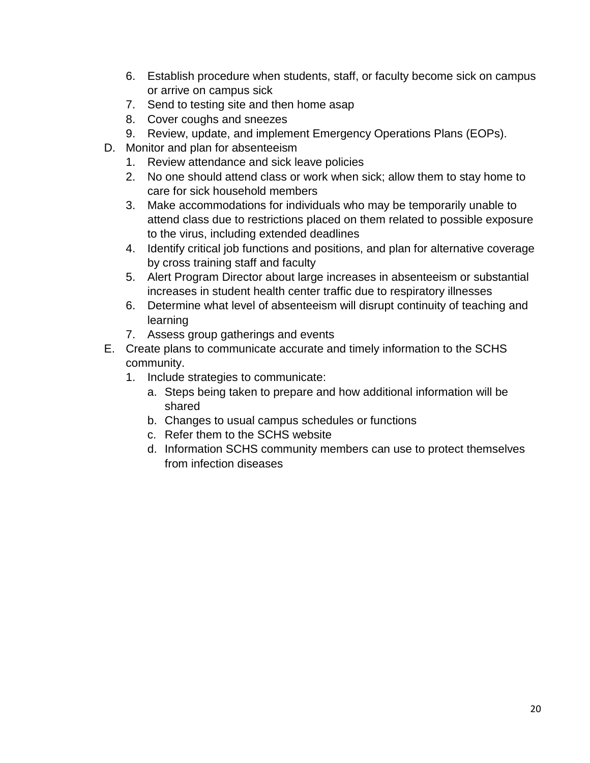6. Establish procedure when students, staff, or faculty become sick on campus or arrive on campus sick
7. Send to testing site and then home asap
8. Cover coughs and sneezes
9. Review, update, and implement Emergency Operations Plans (EOPs).

D. Monitor and plan for absenteeism
   1. Review attendance and sick leave policies
   2. No one should attend class or work when sick; allow them to stay home to care for sick household members
   3. Make accommodations for individuals who may be temporarily unable to attend class due to restrictions placed on them related to possible exposure to the virus, including extended deadlines
   4. Identify critical job functions and positions, and plan for alternative coverage by cross training staff and faculty
   5. Alert Program Director about large increases in absenteeism or substantial increases in student health center traffic due to respiratory illnesses
   6. Determine what level of absenteeism will disrupt continuity of teaching and learning
   7. Assess group gatherings and events

E. Create plans to communicate accurate and timely information to the SCHS community.
   1. Include strategies to communicate:
      a. Steps being taken to prepare and how additional information will be shared
      b. Changes to usual campus schedules or functions
      c. Refer them to the SCHS website
      d. Information SCHS community members can use to protect themselves from infection diseases